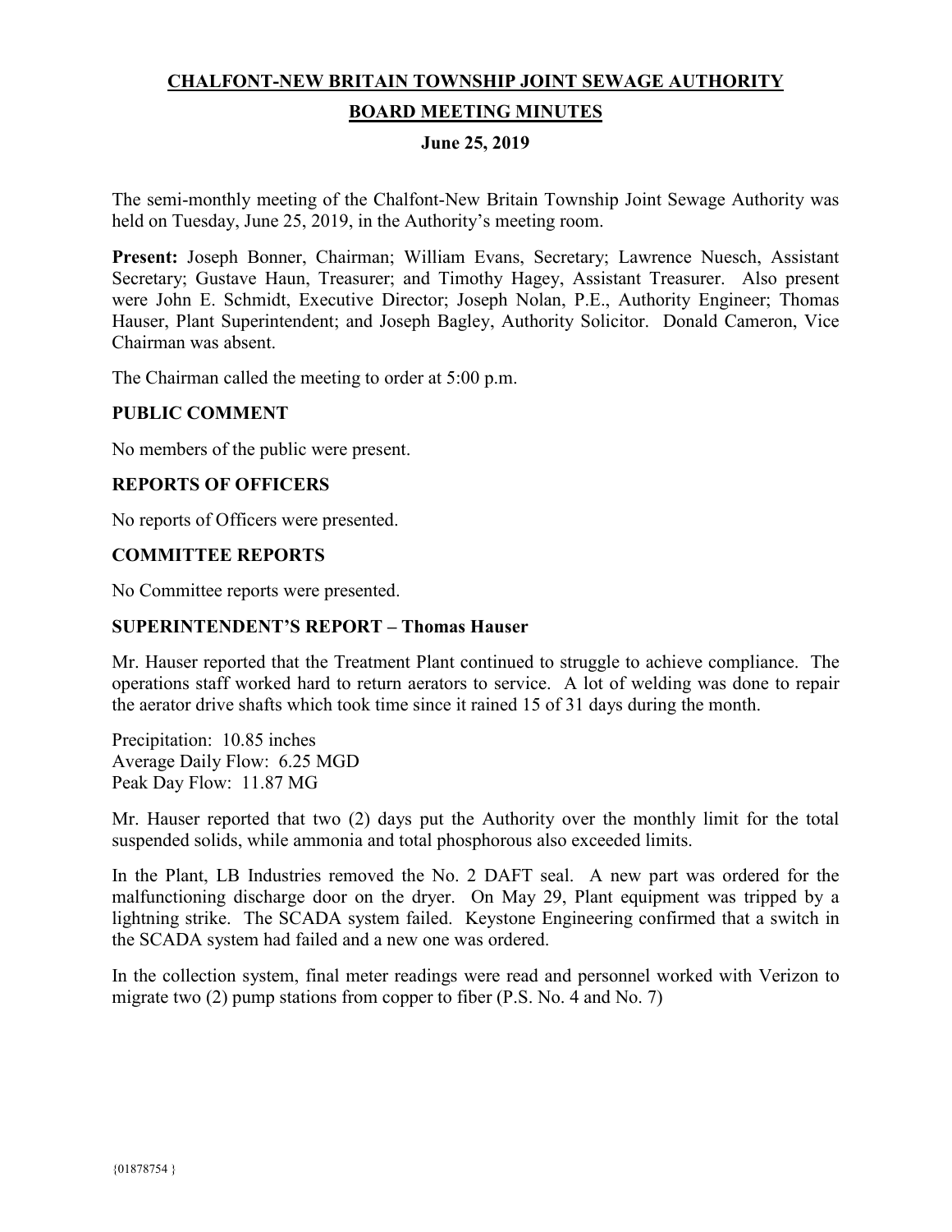# CHALFONT-NEW BRITAIN TOWNSHIP JOINT SEWAGE AUTHORITY

## BOARD MEETING MINUTES

### June 25, 2019

The semi-monthly meeting of the Chalfont-New Britain Township Joint Sewage Authority was held on Tuesday, June 25, 2019, in the Authority's meeting room.

**Present:** Joseph Bonner, Chairman; William Evans, Secretary; Lawrence Nuesch, Assistant Secretary; Gustave Haun, Treasurer; and Timothy Hagey, Assistant Treasurer. Also present were John E. Schmidt, Executive Director; Joseph Nolan, P.E., Authority Engineer; Thomas Hauser, Plant Superintendent; and Joseph Bagley, Authority Solicitor. Donald Cameron, Vice Chairman was absent.

The Chairman called the meeting to order at 5:00 p.m.

### PUBLIC COMMENT

No members of the public were present.

### REPORTS OF OFFICERS

No reports of Officers were presented.

### COMMITTEE REPORTS

No Committee reports were presented.

### SUPERINTENDENT'S REPORT – Thomas Hauser

Mr. Hauser reported that the Treatment Plant continued to struggle to achieve compliance. The operations staff worked hard to return aerators to service. A lot of welding was done to repair the aerator drive shafts which took time since it rained 15 of 31 days during the month.

Precipitation: 10.85 inches
Average Daily Flow: 6.25 MGD
Peak Day Flow: 11.87 MG

Mr. Hauser reported that two (2) days put the Authority over the monthly limit for the total suspended solids, while ammonia and total phosphorous also exceeded limits.

In the Plant, LB Industries removed the No. 2 DAFT seal. A new part was ordered for the malfunctioning discharge door on the dryer. On May 29, Plant equipment was tripped by a lightning strike. The SCADA system failed. Keystone Engineering confirmed that a switch in the SCADA system had failed and a new one was ordered.

In the collection system, final meter readings were read and personnel worked with Verizon to migrate two (2) pump stations from copper to fiber (P.S. No. 4 and No. 7)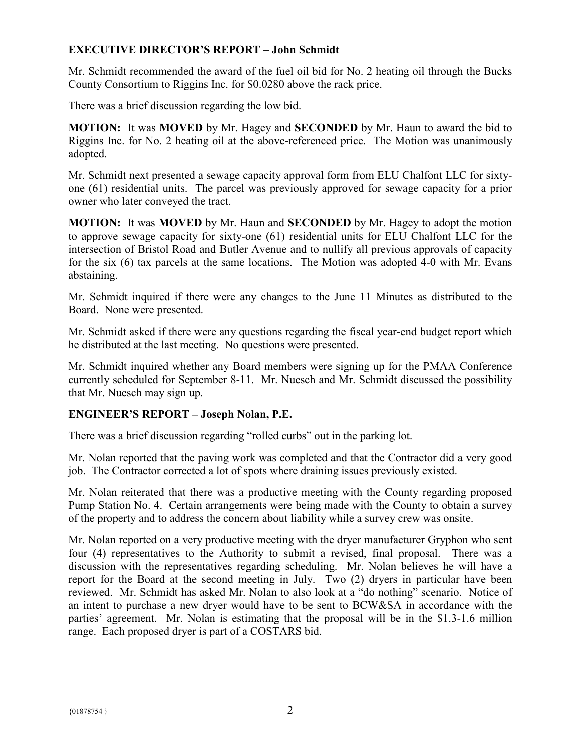### EXECUTIVE DIRECTOR'S REPORT – John Schmidt

Mr. Schmidt recommended the award of the fuel oil bid for No. 2 heating oil through the Bucks County Consortium to Riggins Inc. for $0.0280 above the rack price.

There was a brief discussion regarding the low bid.

**MOTION:** It was **MOVED** by Mr. Hagey and **SECONDED** by Mr. Haun to award the bid to Riggins Inc. for No. 2 heating oil at the above-referenced price. The Motion was unanimously adopted.

Mr. Schmidt next presented a sewage capacity approval form from ELU Chalfont LLC for sixty-one (61) residential units. The parcel was previously approved for sewage capacity for a prior owner who later conveyed the tract.

**MOTION:** It was **MOVED** by Mr. Haun and **SECONDED** by Mr. Hagey to adopt the motion to approve sewage capacity for sixty-one (61) residential units for ELU Chalfont LLC for the intersection of Bristol Road and Butler Avenue and to nullify all previous approvals of capacity for the six (6) tax parcels at the same locations. The Motion was adopted 4-0 with Mr. Evans abstaining.

Mr. Schmidt inquired if there were any changes to the June 11 Minutes as distributed to the Board. None were presented.

Mr. Schmidt asked if there were any questions regarding the fiscal year-end budget report which he distributed at the last meeting. No questions were presented.

Mr. Schmidt inquired whether any Board members were signing up for the PMAA Conference currently scheduled for September 8-11. Mr. Nuesch and Mr. Schmidt discussed the possibility that Mr. Nuesch may sign up.

### ENGINEER'S REPORT – Joseph Nolan, P.E.

There was a brief discussion regarding "rolled curbs" out in the parking lot.

Mr. Nolan reported that the paving work was completed and that the Contractor did a very good job. The Contractor corrected a lot of spots where draining issues previously existed.

Mr. Nolan reiterated that there was a productive meeting with the County regarding proposed Pump Station No. 4. Certain arrangements were being made with the County to obtain a survey of the property and to address the concern about liability while a survey crew was onsite.

Mr. Nolan reported on a very productive meeting with the dryer manufacturer Gryphon who sent four (4) representatives to the Authority to submit a revised, final proposal. There was a discussion with the representatives regarding scheduling. Mr. Nolan believes he will have a report for the Board at the second meeting in July. Two (2) dryers in particular have been reviewed. Mr. Schmidt has asked Mr. Nolan to also look at a "do nothing" scenario. Notice of an intent to purchase a new dryer would have to be sent to BCW&SA in accordance with the parties' agreement. Mr. Nolan is estimating that the proposal will be in the $1.3-1.6 million range. Each proposed dryer is part of a COSTARS bid.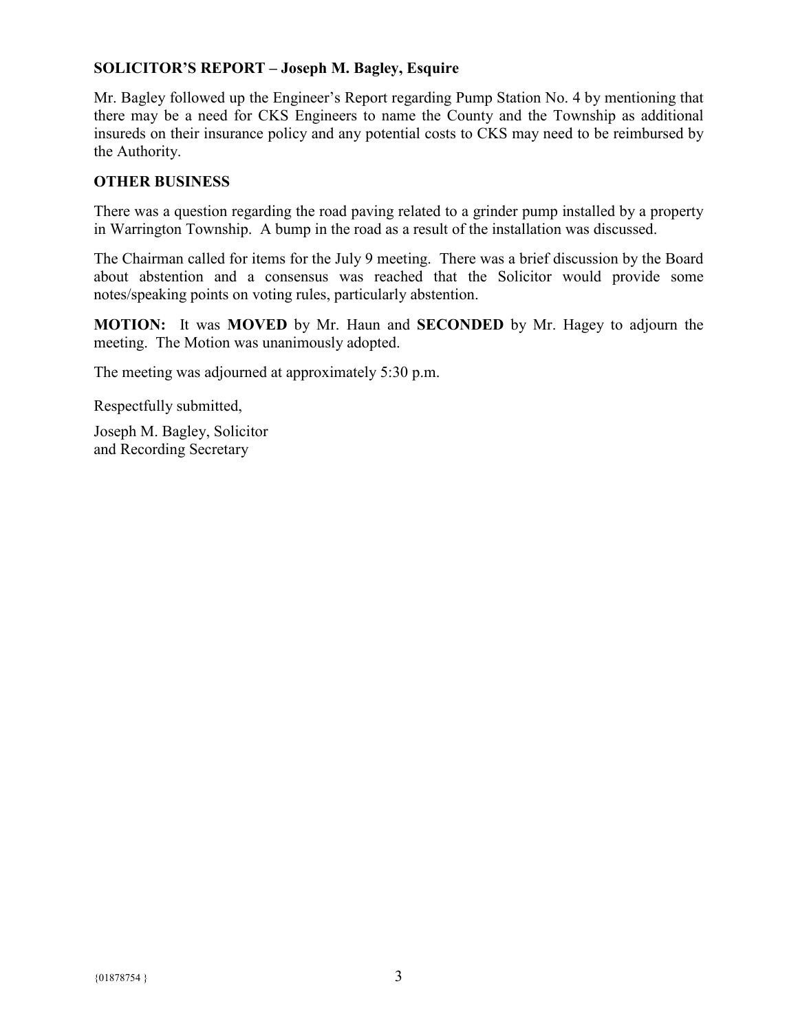**SOLICITOR'S REPORT – Joseph M. Bagley, Esquire**

Mr. Bagley followed up the Engineer's Report regarding Pump Station No. 4 by mentioning that there may be a need for CKS Engineers to name the County and the Township as additional insureds on their insurance policy and any potential costs to CKS may need to be reimbursed by the Authority.

**OTHER BUSINESS**

There was a question regarding the road paving related to a grinder pump installed by a property in Warrington Township. A bump in the road as a result of the installation was discussed.

The Chairman called for items for the July 9 meeting. There was a brief discussion by the Board about abstention and a consensus was reached that the Solicitor would provide some notes/speaking points on voting rules, particularly abstention.

**MOTION:** It was **MOVED** by Mr. Haun and **SECONDED** by Mr. Hagey to adjourn the meeting. The Motion was unanimously adopted.

The meeting was adjourned at approximately 5:30 p.m.

Respectfully submitted,

Joseph M. Bagley, Solicitor
and Recording Secretary

{01878754 }